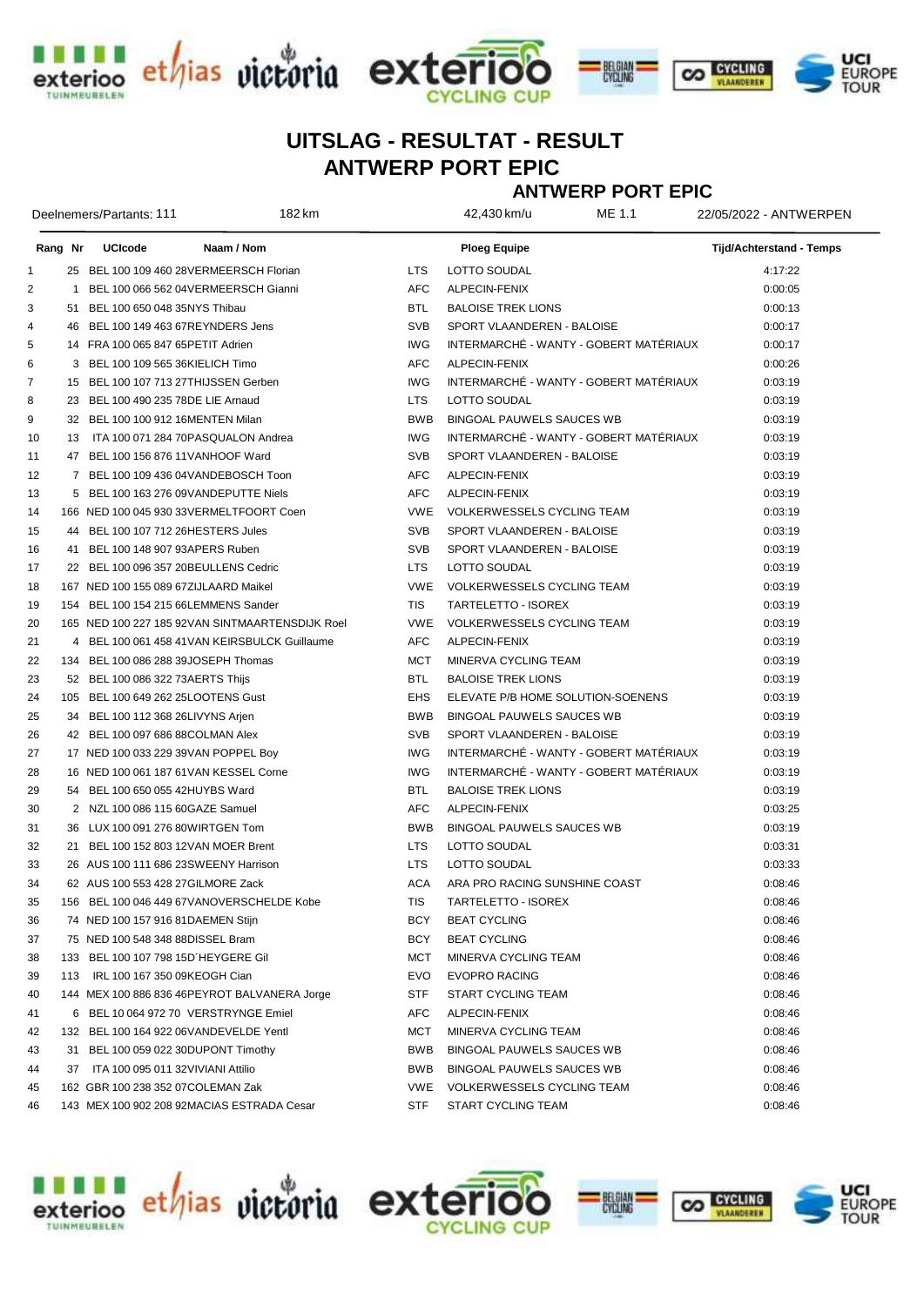# UITSLAG - RESULTAT - RESULT
# ANTWERP PORT EPIC
## ANTWERP PORT EPIC

Deelnemers/Partants: 111 | 182 km | 42,430 km/u | ME 1.1 | 22/05/2022 - ANTWERPEN

| Rang | Nr | UCIcode | Naam / Nom | | Ploeg Equipe | Tijd/Achterstand - Temps |
|---|---|---|---|---|---|---|
| 1 | 25 | BEL 100 109 460 28 | VERMEERSCH Florian | LTS | LOTTO SOUDAL | 4:17:22 |
| 2 | 1 | BEL 100 066 562 04 | VERMEERSCH Gianni | AFC | ALPECIN-FENIX | 0:00:05 |
| 3 | 51 | BEL 100 650 048 35 | NYS Thibau | BTL | BALOISE TREK LIONS | 0:00:13 |
| 4 | 46 | BEL 100 149 463 67 | REYNDERS Jens | SVB | SPORT VLAANDEREN - BALOISE | 0:00:17 |
| 5 | 14 | FRA 100 065 847 65 | PETIT Adrien | IWG | INTERMARCHÉ - WANTY - GOBERT MATÉRIAUX | 0:00:17 |
| 6 | 3 | BEL 100 109 565 36 | KIELICH Timo | AFC | ALPECIN-FENIX | 0:00:26 |
| 7 | 15 | BEL 100 107 713 27 | THIJSSEN Gerben | IWG | INTERMARCHÉ - WANTY - GOBERT MATÉRIAUX | 0:03:19 |
| 8 | 23 | BEL 100 490 235 78 | DE LIE Arnaud | LTS | LOTTO SOUDAL | 0:03:19 |
| 9 | 32 | BEL 100 100 912 16 | MENTEN Milan | BWB | BINGOAL PAUWELS SAUCES WB | 0:03:19 |
| 10 | 13 | ITA 100 071 284 70 | PASQUALON Andrea | IWG | INTERMARCHÉ - WANTY - GOBERT MATÉRIAUX | 0:03:19 |
| 11 | 47 | BEL 100 156 876 11 | VANHOOF Ward | SVB | SPORT VLAANDEREN - BALOISE | 0:03:19 |
| 12 | 7 | BEL 100 109 436 04 | VANDEBOSCH Toon | AFC | ALPECIN-FENIX | 0:03:19 |
| 13 | 5 | BEL 100 163 276 09 | VANDEPUTTE Niels | AFC | ALPECIN-FENIX | 0:03:19 |
| 14 | 166 | NED 100 045 930 33 | VERMELTFOORT Coen | VWE | VOLKERWESSELS CYCLING TEAM | 0:03:19 |
| 15 | 44 | BEL 100 107 712 26 | HESTERS Jules | SVB | SPORT VLAANDEREN - BALOISE | 0:03:19 |
| 16 | 41 | BEL 100 148 907 93 | APERS Ruben | SVB | SPORT VLAANDEREN - BALOISE | 0:03:19 |
| 17 | 22 | BEL 100 096 357 20 | BEULLENS Cedric | LTS | LOTTO SOUDAL | 0:03:19 |
| 18 | 167 | NED 100 155 089 67 | ZIJLAARD Maikel | VWE | VOLKERWESSELS CYCLING TEAM | 0:03:19 |
| 19 | 154 | BEL 100 154 215 66 | LEMMENS Sander | TIS | TARTELETTO - ISOREX | 0:03:19 |
| 20 | 165 | NED 100 227 185 92 | VAN SINTMAARTENSDIJK Roel | VWE | VOLKERWESSELS CYCLING TEAM | 0:03:19 |
| 21 | 4 | BEL 100 061 458 41 | VAN KEIRSBULCK Guillaume | AFC | ALPECIN-FENIX | 0:03:19 |
| 22 | 134 | BEL 100 086 288 39 | JOSEPH Thomas | MCT | MINERVA CYCLING TEAM | 0:03:19 |
| 23 | 52 | BEL 100 086 322 73 | AERTS Thijs | BTL | BALOISE TREK LIONS | 0:03:19 |
| 24 | 105 | BEL 100 649 262 25 | LOOTENS Gust | EHS | ELEVATE P/B HOME SOLUTION-SOENENS | 0:03:19 |
| 25 | 34 | BEL 100 112 368 26 | LIVYNS Arjen | BWB | BINGOAL PAUWELS SAUCES WB | 0:03:19 |
| 26 | 42 | BEL 100 097 686 88 | COLMAN Alex | SVB | SPORT VLAANDEREN - BALOISE | 0:03:19 |
| 27 | 17 | NED 100 033 229 39 | VAN POPPEL Boy | IWG | INTERMARCHÉ - WANTY - GOBERT MATÉRIAUX | 0:03:19 |
| 28 | 16 | NED 100 061 187 61 | VAN KESSEL Corne | IWG | INTERMARCHÉ - WANTY - GOBERT MATÉRIAUX | 0:03:19 |
| 29 | 54 | BEL 100 650 055 42 | HUYBS Ward | BTL | BALOISE TREK LIONS | 0:03:19 |
| 30 | 2 | NZL 100 086 115 60 | GAZE Samuel | AFC | ALPECIN-FENIX | 0:03:25 |
| 31 | 36 | LUX 100 091 276 80 | WIRTGEN Tom | BWB | BINGOAL PAUWELS SAUCES WB | 0:03:19 |
| 32 | 21 | BEL 100 152 803 12 | VAN MOER Brent | LTS | LOTTO SOUDAL | 0:03:31 |
| 33 | 26 | AUS 100 111 686 23 | SWEENY Harrison | LTS | LOTTO SOUDAL | 0:03:33 |
| 34 | 62 | AUS 100 553 428 27 | GILMORE Zack | ACA | ARA PRO RACING SUNSHINE COAST | 0:08:46 |
| 35 | 156 | BEL 100 046 449 67 | VANOVERSCHELDE Kobe | TIS | TARTELETTO - ISOREX | 0:08:46 |
| 36 | 74 | NED 100 157 916 81 | DAEMEN Stijn | BCY | BEAT CYCLING | 0:08:46 |
| 37 | 75 | NED 100 548 348 88 | DISSEL Bram | BCY | BEAT CYCLING | 0:08:46 |
| 38 | 133 | BEL 100 107 798 15 | D´HEYGERE Gil | MCT | MINERVA CYCLING TEAM | 0:08:46 |
| 39 | 113 | IRL 100 167 350 09 | KEOGH Cian | EVO | EVOPRO RACING | 0:08:46 |
| 40 | 144 | MEX 100 886 836 46 | PEYROT BALVANERA Jorge | STF | START CYCLING TEAM | 0:08:46 |
| 41 | 6 | BEL 10 064 972 70 | VERSTRYNGE Emiel | AFC | ALPECIN-FENIX | 0:08:46 |
| 42 | 132 | BEL 100 164 922 06 | VANDEVELDE Yentl | MCT | MINERVA CYCLING TEAM | 0:08:46 |
| 43 | 31 | BEL 100 059 022 30 | DUPONT Timothy | BWB | BINGOAL PAUWELS SAUCES WB | 0:08:46 |
| 44 | 37 | ITA 100 095 011 32 | VIVIANI Attilio | BWB | BINGOAL PAUWELS SAUCES WB | 0:08:46 |
| 45 | 162 | GBR 100 238 352 07 | COLEMAN Zak | VWE | VOLKERWESSELS CYCLING TEAM | 0:08:46 |
| 46 | 143 | MEX 100 902 208 92 | MACIAS ESTRADA Cesar | STF | START CYCLING TEAM | 0:08:46 |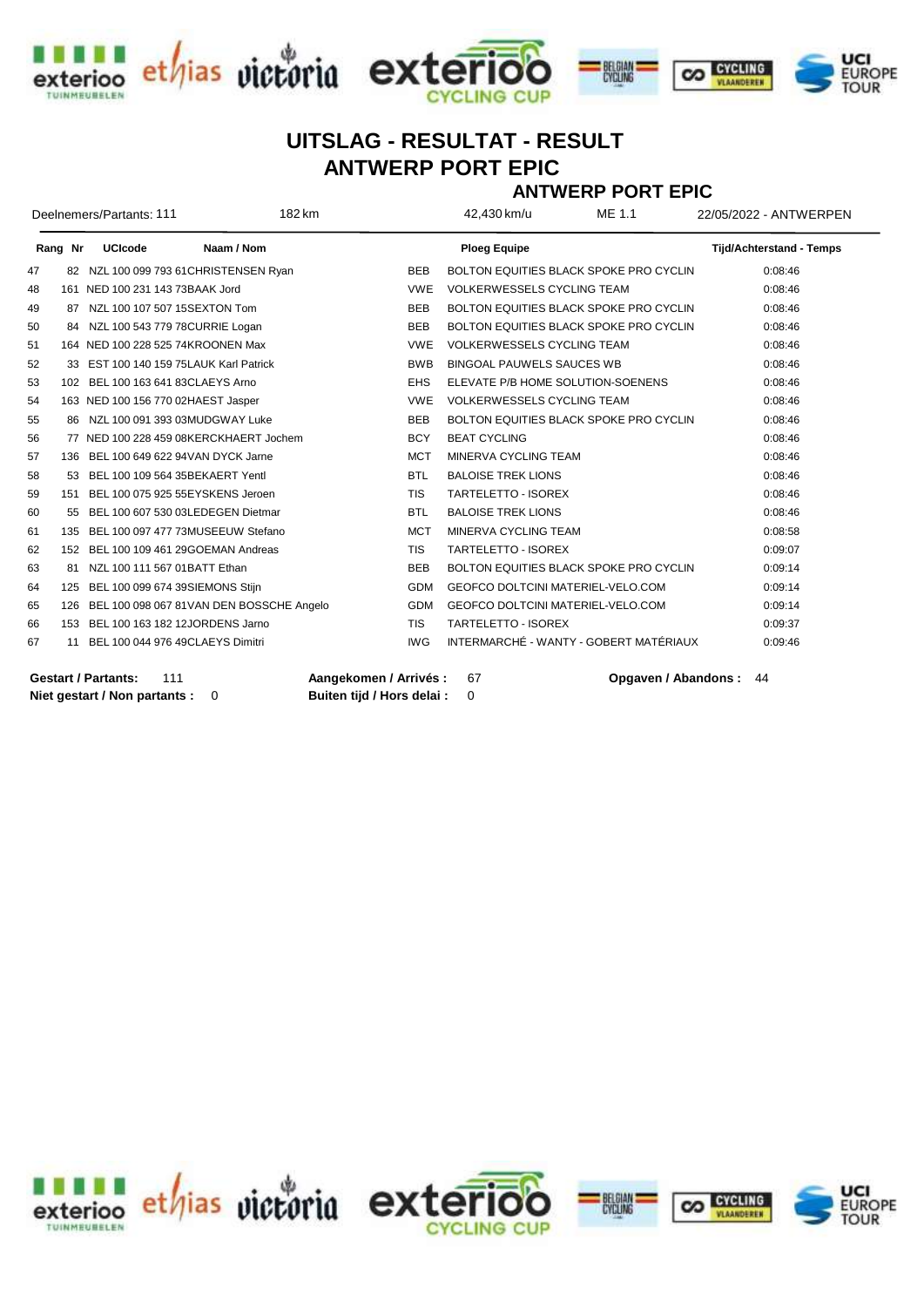# UITSLAG - RESULTAT - RESULT
# ANTWERP PORT EPIC

## ANTWERP PORT EPIC

Deelnemers/Partants: 111 | 182 km | 42,430 km/u | ME 1.1 | 22/05/2022 - ANTWERPEN

| Rang | Nr | UCIcode | Naam / Nom | | Ploeg Equipe | Tijd/Achterstand - Temps |
|---|---|---|---|---|---|---|
| 47 | 82 | NZL 100 099 793 61 | CHRISTENSEN Ryan | BEB | BOLTON EQUITIES BLACK SPOKE PRO CYCLIN | 0:08:46 |
| 48 | 161 | NED 100 231 143 73 | BAAK Jord | VWE | VOLKERWESSELS CYCLING TEAM | 0:08:46 |
| 49 | 87 | NZL 100 107 507 15 | SEXTON Tom | BEB | BOLTON EQUITIES BLACK SPOKE PRO CYCLIN | 0:08:46 |
| 50 | 84 | NZL 100 543 779 78 | CURRIE Logan | BEB | BOLTON EQUITIES BLACK SPOKE PRO CYCLIN | 0:08:46 |
| 51 | 164 | NED 100 228 525 74 | KROONEN Max | VWE | VOLKERWESSELS CYCLING TEAM | 0:08:46 |
| 52 | 33 | EST 100 140 159 75 | LAUK Karl Patrick | BWB | BINGOAL PAUWELS SAUCES WB | 0:08:46 |
| 53 | 102 | BEL 100 163 641 83 | CLAEYS Arno | EHS | ELEVATE P/B HOME SOLUTION-SOENENS | 0:08:46 |
| 54 | 163 | NED 100 156 770 02 | HAEST Jasper | VWE | VOLKERWESSELS CYCLING TEAM | 0:08:46 |
| 55 | 86 | NZL 100 091 393 03 | MUDGWAY Luke | BEB | BOLTON EQUITIES BLACK SPOKE PRO CYCLIN | 0:08:46 |
| 56 | 77 | NED 100 228 459 08 | KERCKHAERT Jochem | BCY | BEAT CYCLING | 0:08:46 |
| 57 | 136 | BEL 100 649 622 94 | VAN DYCK Jarne | MCT | MINERVA CYCLING TEAM | 0:08:46 |
| 58 | 53 | BEL 100 109 564 35 | BEKAERT Yentl | BTL | BALOISE TREK LIONS | 0:08:46 |
| 59 | 151 | BEL 100 075 925 55 | EYSKENS Jeroen | TIS | TARTELETTO - ISOREX | 0:08:46 |
| 60 | 55 | BEL 100 607 530 03 | LEDEGEN Dietmar | BTL | BALOISE TREK LIONS | 0:08:46 |
| 61 | 135 | BEL 100 097 477 73 | MUSEEUW Stefano | MCT | MINERVA CYCLING TEAM | 0:08:58 |
| 62 | 152 | BEL 100 109 461 29 | GOEMAN Andreas | TIS | TARTELETTO - ISOREX | 0:09:07 |
| 63 | 81 | NZL 100 111 567 01 | BATT Ethan | BEB | BOLTON EQUITIES BLACK SPOKE PRO CYCLIN | 0:09:14 |
| 64 | 125 | BEL 100 099 674 39 | SIEMONS Stijn | GDM | GEOFCO DOLTCINI MATERIEL-VELO.COM | 0:09:14 |
| 65 | 126 | BEL 100 098 067 81 | VAN DEN BOSSCHE Angelo | GDM | GEOFCO DOLTCINI MATERIEL-VELO.COM | 0:09:14 |
| 66 | 153 | BEL 100 163 182 12 | JORDENS Jarno | TIS | TARTELETTO - ISOREX | 0:09:37 |
| 67 | 11 | BEL 100 044 976 49 | CLAEYS Dimitri | IWG | INTERMARCHÉ - WANTY - GOBERT MATÉRIAUX | 0:09:46 |

**Gestart / Partants:** 111
**Niet gestart / Non partants :** 0
**Aangekomen / Arrivés :** 67
**Buiten tijd / Hors delai :** 0
**Opgaven / Abandons :** 44